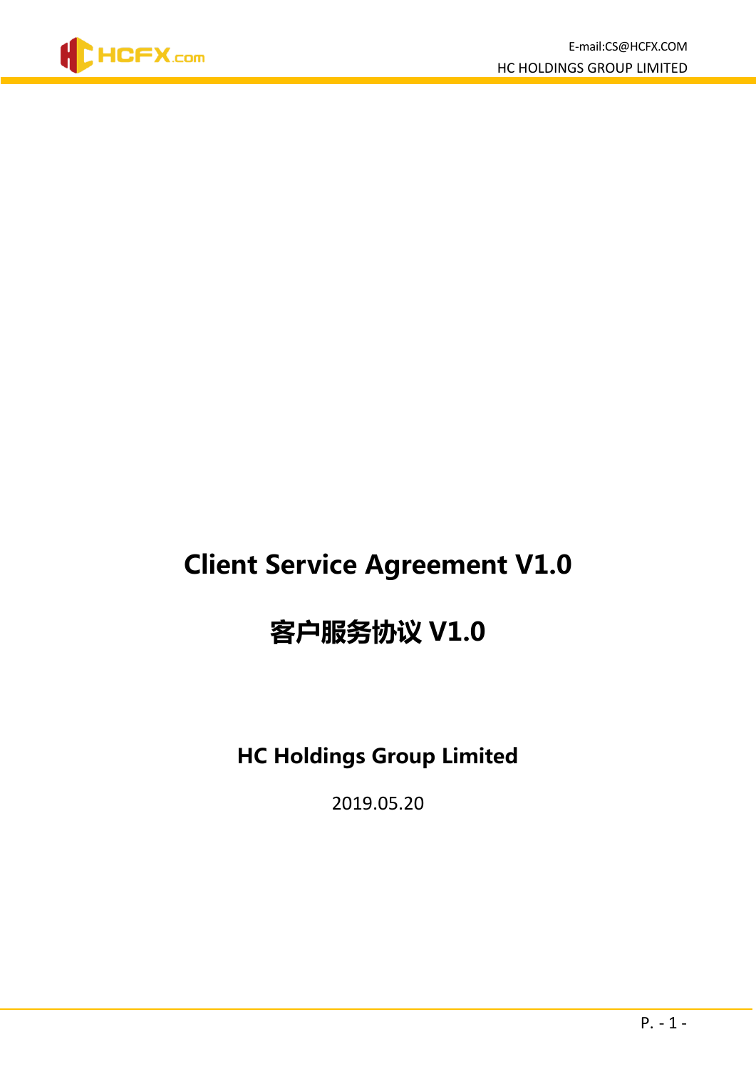# Client Service Agreement V1.0

# 客户服务协议 V1.0

**HC Holdings Group Limited**

2019.05.20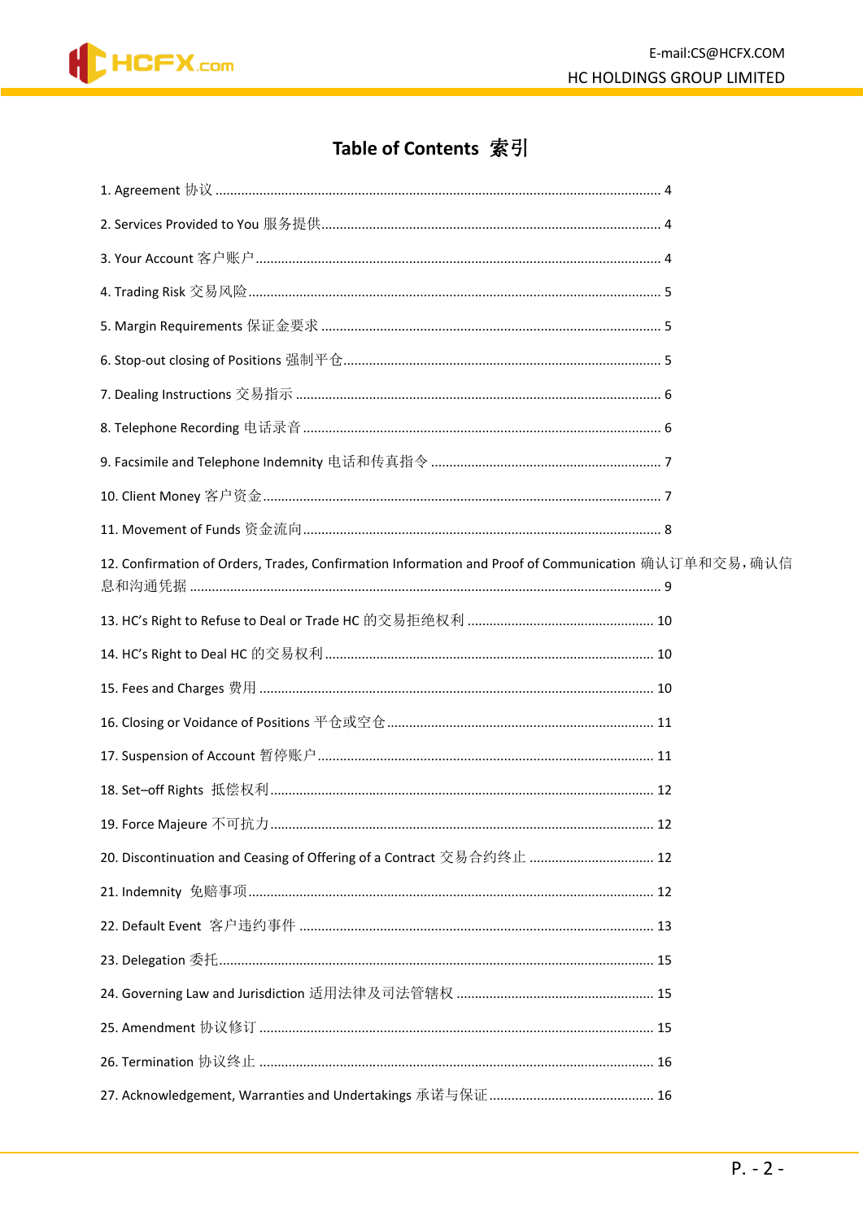# Table of Contents 索引

1. Agreement 协议 ........................................................................................................ 4

2. Services Provided to You 服务提供 ........................................................................... 4

3. Your Account 客户账户 ............................................................................................ 4

4. Trading Risk 交易风险 .............................................................................................. 5

5. Margin Requirements 保证金要求 ........................................................................... 5

6. Stop-out closing of Positions 强制平仓 .................................................................... 5

7. Dealing Instructions 交易指示 ................................................................................. 6

8. Telephone Recording 电话录音 ............................................................................... 6

9. Facsimile and Telephone Indemnity 电话和传真指令 ............................................. 7

10. Client Money 客户资金 .......................................................................................... 7

11. Movement of Funds 资金流向 ............................................................................... 8

12. Confirmation of Orders, Trades, Confirmation Information and Proof of Communication 确认订单和交易，确认信息和沟通凭据 .............................................................................................................. 9

13. HC's Right to Refuse to Deal or Trade HC 的交易拒绝权利 .................................................. 10

14. HC's Right to Deal HC 的交易权利 ........................................................................................ 10

15. Fees and Charges 费用 .......................................................................................................... 10

16. Closing or Voidance of Positions 平仓或空仓 ....................................................................... 11

17. Suspension of Account 暂停账户 .......................................................................................... 11

18. Set–off Rights 抵偿权利 ....................................................................................................... 12

19. Force Majeure 不可抗力 ....................................................................................................... 12

20. Discontinuation and Ceasing of Offering of a Contract 交易合约终止 ................................. 12

21. Indemnity 免赔事项 ............................................................................................................. 12

22. Default Event 客户违约事件 ................................................................................................ 13

23. Delegation 委托 ..................................................................................................................... 15

24. Governing Law and Jurisdiction 适用法律及司法管辖权 .................................................... 15

25. Amendment 协议修订 ......................................................................................................... 15

26. Termination 协议终止 ......................................................................................................... 16

27. Acknowledgement, Warranties and Undertakings 承诺与保证 ........................................... 16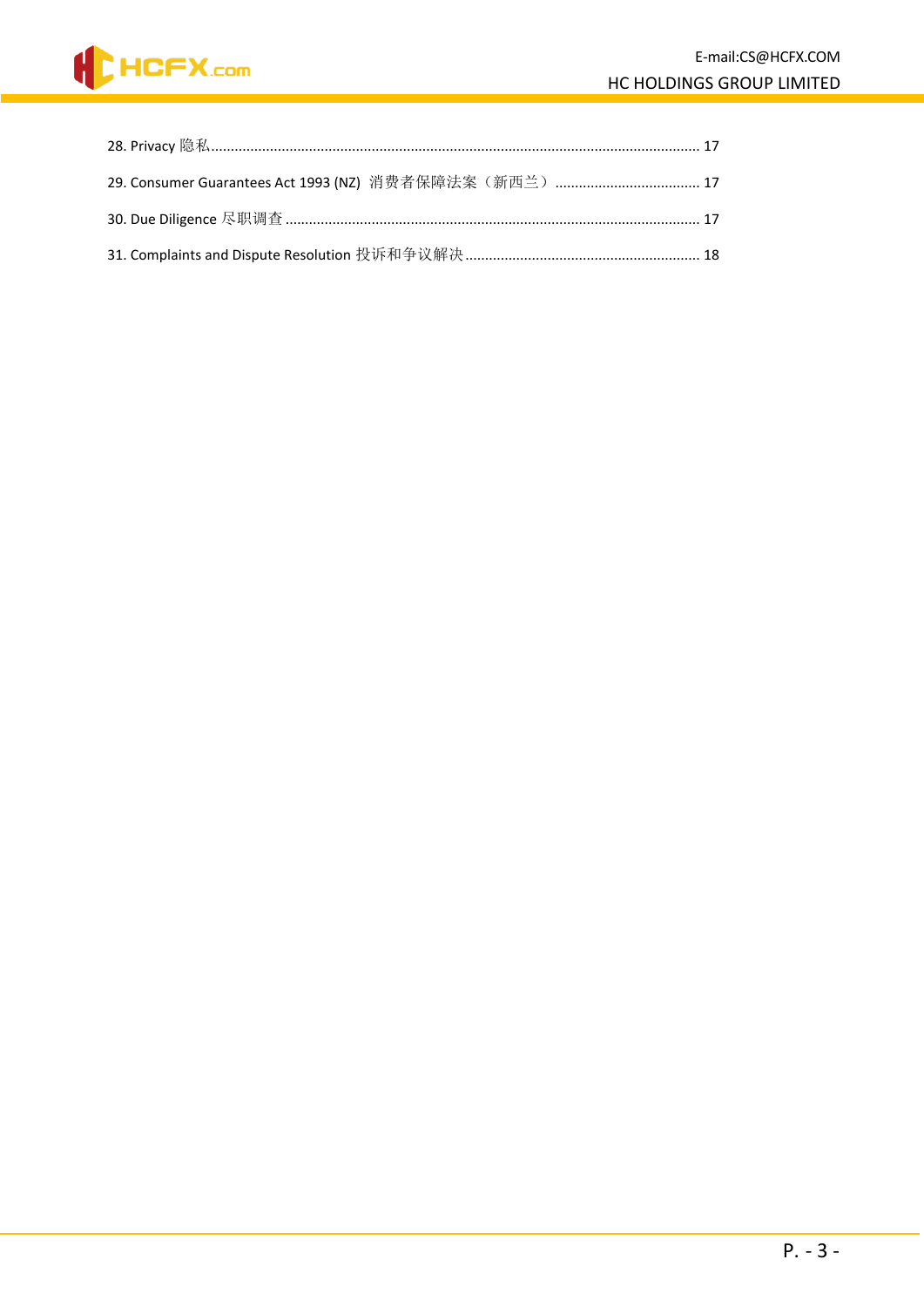28. Privacy 隐私 .......... 17

29. Consumer Guarantees Act 1993 (NZ) 消费者保障法案（新西兰） .......... 17

30. Due Diligence 尽职调查 .......... 17

31. Complaints and Dispute Resolution 投诉和争议解决 .......... 18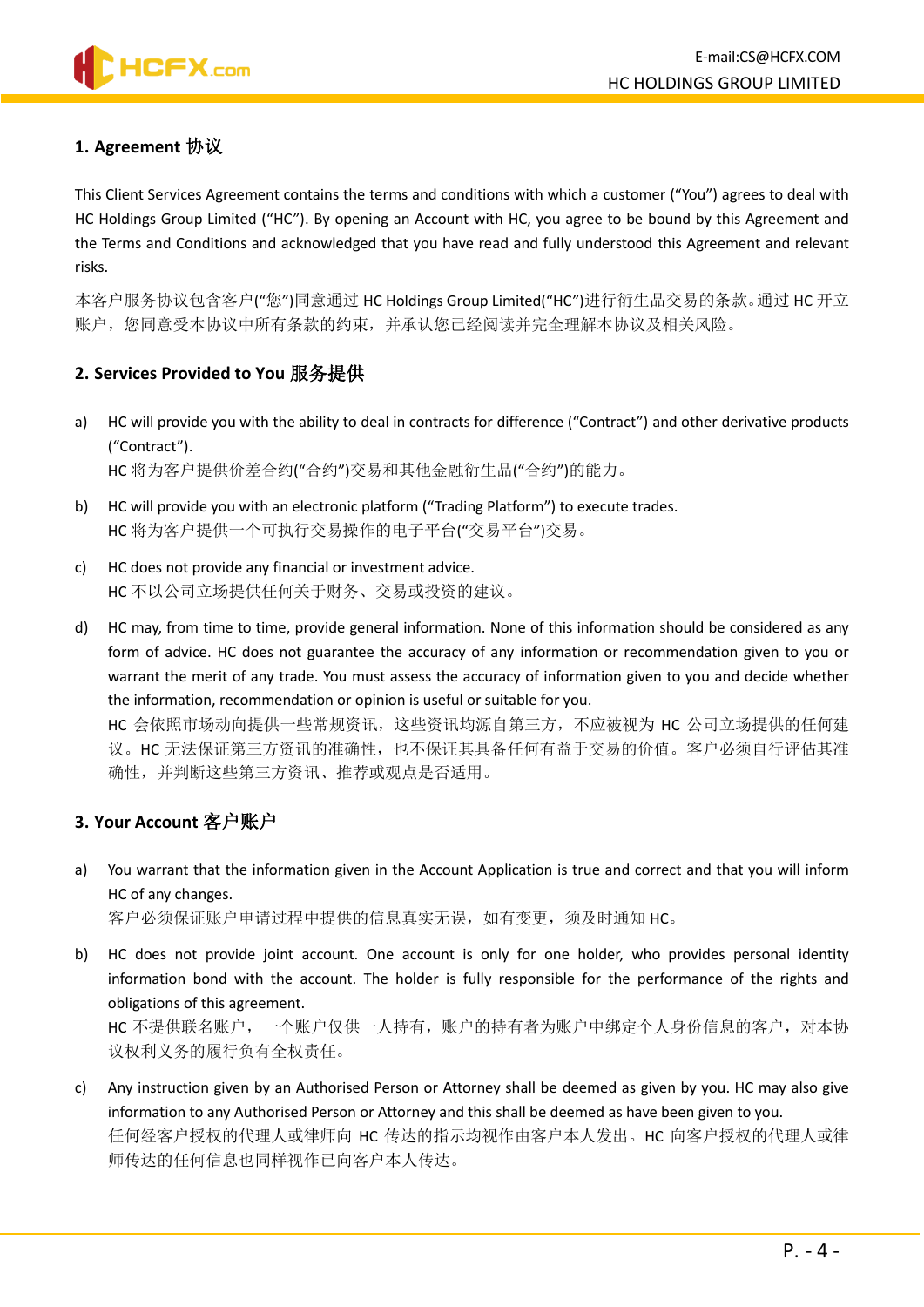## 1. Agreement 协议

This Client Services Agreement contains the terms and conditions with which a customer ("You") agrees to deal with HC Holdings Group Limited ("HC"). By opening an Account with HC, you agree to be bound by this Agreement and the Terms and Conditions and acknowledged that you have read and fully understood this Agreement and relevant risks.

本客户服务协议包含客户("您")同意通过 HC Holdings Group Limited("HC")进行衍生品交易的条款。通过 HC 开立账户，您同意受本协议中所有条款的约束，并承认您已经阅读并完全理解本协议及相关风险。

## 2. Services Provided to You 服务提供

a) HC will provide you with the ability to deal in contracts for difference ("Contract") and other derivative products ("Contract").
HC 将为客户提供价差合约("合约")交易和其他金融衍生品("合约")的能力。

b) HC will provide you with an electronic platform ("Trading Platform") to execute trades.
HC 将为客户提供一个可执行交易操作的电子平台("交易平台")交易。

c) HC does not provide any financial or investment advice.
HC 不以公司立场提供任何关于财务、交易或投资的建议。

d) HC may, from time to time, provide general information. None of this information should be considered as any form of advice. HC does not guarantee the accuracy of any information or recommendation given to you or warrant the merit of any trade. You must assess the accuracy of information given to you and decide whether the information, recommendation or opinion is useful or suitable for you.
HC 会依照市场动向提供一些常规资讯，这些资讯均源自第三方，不应被视为 HC 公司立场提供的任何建议。HC 无法保证第三方资讯的准确性，也不保证其具备任何有益于交易的价值。客户必须自行评估其准确性，并判断这些第三方资讯、推荐或观点是否适用。

## 3. Your Account 客户账户

a) You warrant that the information given in the Account Application is true and correct and that you will inform HC of any changes.
客户必须保证账户申请过程中提供的信息真实无误，如有变更，须及时通知 HC。

b) HC does not provide joint account. One account is only for one holder, who provides personal identity information bond with the account. The holder is fully responsible for the performance of the rights and obligations of this agreement.
HC 不提供联名账户，一个账户仅供一人持有，账户的持有者为账户中绑定个人身份信息的客户，对本协议权利义务的履行负有全权责任。

c) Any instruction given by an Authorised Person or Attorney shall be deemed as given by you. HC may also give information to any Authorised Person or Attorney and this shall be deemed as have been given to you.
任何经客户授权的代理人或律师向 HC 传达的指示均视作由客户本人发出。HC 向客户授权的代理人或律师传达的任何信息也同样视作已向客户本人传达。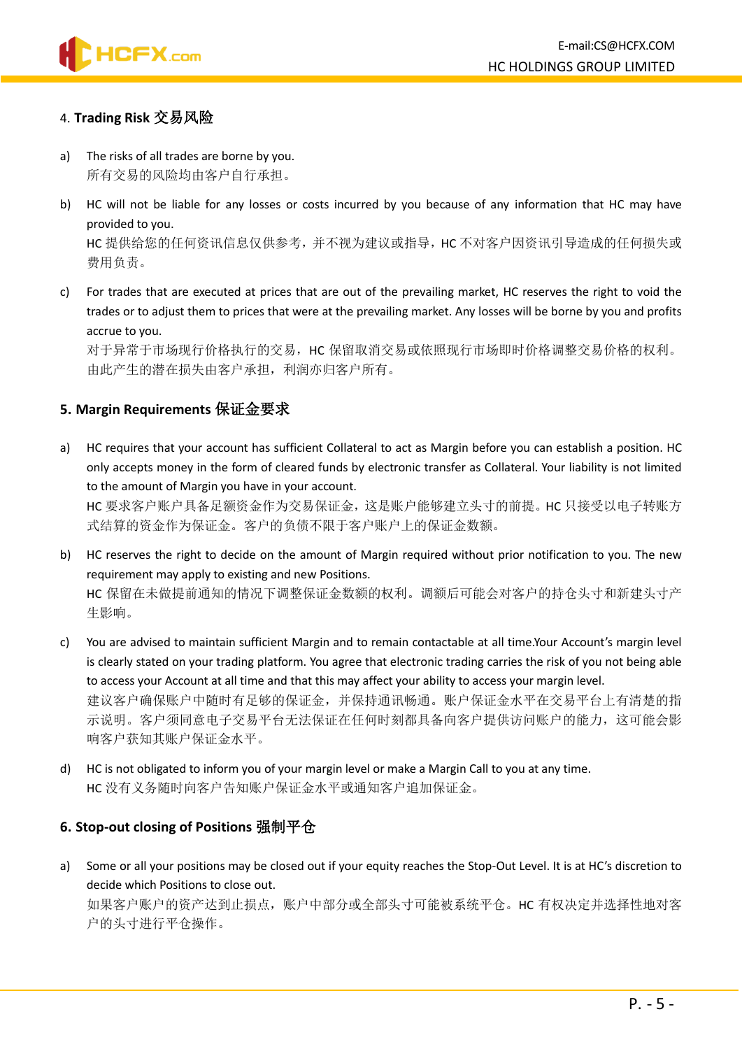## 4. Trading Risk 交易风险

a) The risks of all trades are borne by you.
所有交易的风险均由客户自行承担。

b) HC will not be liable for any losses or costs incurred by you because of any information that HC may have provided to you.
HC 提供给您的任何资讯信息仅供参考，并不视为建议或指导，HC 不对客户因资讯引导造成的任何损失或费用负责。

c) For trades that are executed at prices that are out of the prevailing market, HC reserves the right to void the trades or to adjust them to prices that were at the prevailing market. Any losses will be borne by you and profits accrue to you.
对于异常于市场现行价格执行的交易，HC 保留取消交易或依照现行市场即时价格调整交易价格的权利。由此产生的潜在损失由客户承担，利润亦归客户所有。

## 5. Margin Requirements 保证金要求

a) HC requires that your account has sufficient Collateral to act as Margin before you can establish a position. HC only accepts money in the form of cleared funds by electronic transfer as Collateral. Your liability is not limited to the amount of Margin you have in your account.
HC 要求客户账户具备足额资金作为交易保证金，这是账户能够建立头寸的前提。HC 只接受以电子转账方式结算的资金作为保证金。客户的负债不限于客户账户上的保证金数额。

b) HC reserves the right to decide on the amount of Margin required without prior notification to you. The new requirement may apply to existing and new Positions.
HC 保留在未做提前通知的情况下调整保证金数额的权利。调额后可能会对客户的持仓头寸和新建头寸产生影响。

c) You are advised to maintain sufficient Margin and to remain contactable at all time.Your Account's margin level is clearly stated on your trading platform. You agree that electronic trading carries the risk of you not being able to access your Account at all time and that this may affect your ability to access your margin level.
建议客户确保账户中随时有足够的保证金，并保持通讯畅通。账户保证金水平在交易平台上有清楚的指示说明。客户须同意电子交易平台无法保证在任何时刻都具备向客户提供访问账户的能力，这可能会影响客户获知其账户保证金水平。

d) HC is not obligated to inform you of your margin level or make a Margin Call to you at any time.
HC 没有义务随时向客户告知账户保证金水平或通知客户追加保证金。

## 6. Stop-out closing of Positions 强制平仓

a) Some or all your positions may be closed out if your equity reaches the Stop-Out Level. It is at HC's discretion to decide which Positions to close out.
如果客户账户的资产达到止损点，账户中部分或全部头寸可能被系统平仓。HC 有权决定并选择性地对客户的头寸进行平仓操作。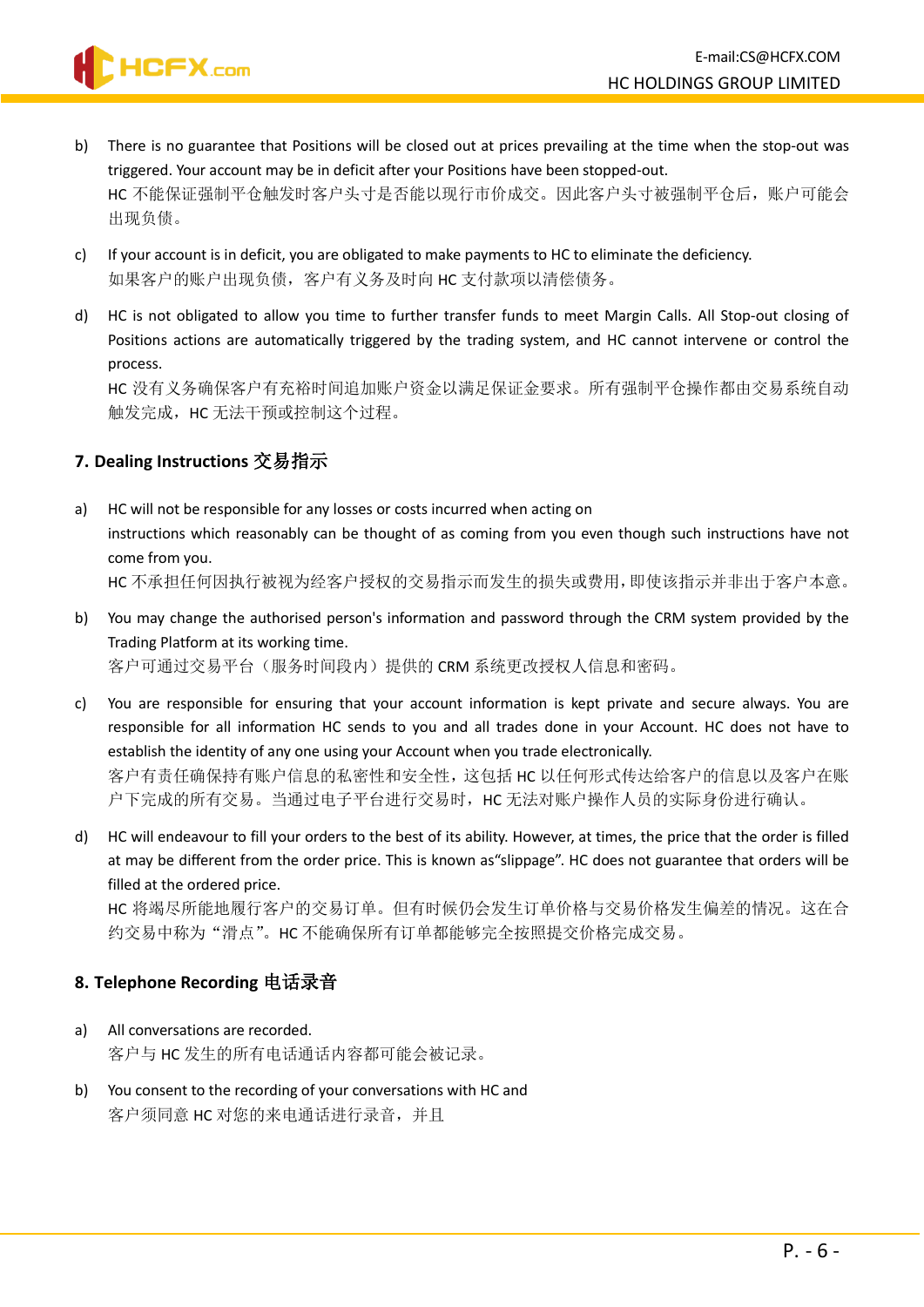b) There is no guarantee that Positions will be closed out at prices prevailing at the time when the stop-out was triggered. Your account may be in deficit after your Positions have been stopped-out.
HC 不能保证强制平仓触发时客户头寸是否能以现行市价成交。因此客户头寸被强制平仓后，账户可能会出现负债。

c) If your account is in deficit, you are obligated to make payments to HC to eliminate the deficiency.
如果客户的账户出现负债，客户有义务及时向 HC 支付款项以清偿债务。

d) HC is not obligated to allow you time to further transfer funds to meet Margin Calls. All Stop-out closing of Positions actions are automatically triggered by the trading system, and HC cannot intervene or control the process.
HC 没有义务确保客户有充裕时间追加账户资金以满足保证金要求。所有强制平仓操作都由交易系统自动触发完成，HC 无法干预或控制这个过程。

## 7. Dealing Instructions 交易指示

a) HC will not be responsible for any losses or costs incurred when acting on instructions which reasonably can be thought of as coming from you even though such instructions have not come from you.
HC 不承担任何因执行被视为经客户授权的交易指示而发生的损失或费用，即使该指示并非出于客户本意。

b) You may change the authorised person's information and password through the CRM system provided by the Trading Platform at its working time.
客户可通过交易平台（服务时间段内）提供的 CRM 系统更改授权人信息和密码。

c) You are responsible for ensuring that your account information is kept private and secure always. You are responsible for all information HC sends to you and all trades done in your Account. HC does not have to establish the identity of any one using your Account when you trade electronically.
客户有责任确保持有账户信息的私密性和安全性，这包括 HC 以任何形式传达给客户的信息以及客户在账户下完成的所有交易。当通过电子平台进行交易时，HC 无法对账户操作人员的实际身份进行确认。

d) HC will endeavour to fill your orders to the best of its ability. However, at times, the price that the order is filled at may be different from the order price. This is known as"slippage". HC does not guarantee that orders will be filled at the ordered price.
HC 将竭尽所能地履行客户的交易订单。但有时候仍会发生订单价格与交易价格发生偏差的情况。这在合约交易中称为“滑点”。HC 不能确保所有订单都能够完全按照提交价格完成交易。

## 8. Telephone Recording 电话录音

a) All conversations are recorded.
客户与 HC 发生的所有电话通话内容都可能会被记录。

b) You consent to the recording of your conversations with HC and
客户须同意 HC 对您的来电通话进行录音，并且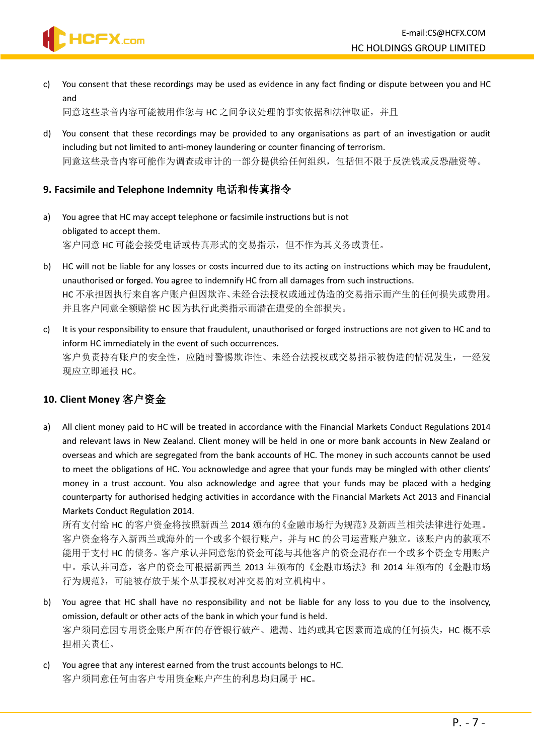c) You consent that these recordings may be used as evidence in any fact finding or dispute between you and HC and
同意这些录音内容可能被用作您与 HC 之间争议处理的事实依据和法律取证，并且

d) You consent that these recordings may be provided to any organisations as part of an investigation or audit including but not limited to anti-money laundering or counter financing of terrorism.
同意这些录音内容可能作为调查或审计的一部分提供给任何组织，包括但不限于反洗钱或反恐融资等。

## 9. Facsimile and Telephone Indemnity 电话和传真指令

a) You agree that HC may accept telephone or facsimile instructions but is not obligated to accept them.
客户同意 HC 可能会接受电话或传真形式的交易指示，但不作为其义务或责任。

b) HC will not be liable for any losses or costs incurred due to its acting on instructions which may be fraudulent, unauthorised or forged. You agree to indemnify HC from all damages from such instructions.
HC 不承担因执行来自客户账户但因欺诈、未经合法授权或通过伪造的交易指示而产生的任何损失或费用。并且客户同意全额赔偿 HC 因为执行此类指示而潜在遭受的全部损失。

c) It is your responsibility to ensure that fraudulent, unauthorised or forged instructions are not given to HC and to inform HC immediately in the event of such occurrences.
客户负责持有账户的安全性，应随时警惕欺诈性、未经合法授权或交易指示被伪造的情况发生，一经发现应立即通报 HC。

## 10. Client Money 客户资金

a) All client money paid to HC will be treated in accordance with the Financial Markets Conduct Regulations 2014 and relevant laws in New Zealand. Client money will be held in one or more bank accounts in New Zealand or overseas and which are segregated from the bank accounts of HC. The money in such accounts cannot be used to meet the obligations of HC. You acknowledge and agree that your funds may be mingled with other clients' money in a trust account. You also acknowledge and agree that your funds may be placed with a hedging counterparty for authorised hedging activities in accordance with the Financial Markets Act 2013 and Financial Markets Conduct Regulation 2014.
所有支付给 HC 的客户资金将按照新西兰 2014 颁布的《金融市场行为规范》及新西兰相关法律进行处理。客户资金将存入新西兰或海外的一个或多个银行账户，并与 HC 的公司运营账户独立。该账户内的款项不能用于支付 HC 的债务。客户承认并同意您的资金可能与其他客户的资金混存在一个或多个资金专用账户中。承认并同意，客户的资金可根据新西兰 2013 年颁布的《金融市场法》和 2014 年颁布的《金融市场行为规范》，可能被存放于某个从事授权对冲交易的对立机构中。

b) You agree that HC shall have no responsibility and not be liable for any loss to you due to the insolvency, omission, default or other acts of the bank in which your fund is held.
客户须同意因专用资金账户所在的存管银行破产、遗漏、违约或其它因素而造成的任何损失，HC 概不承担相关责任。

c) You agree that any interest earned from the trust accounts belongs to HC.
客户须同意任何由客户专用资金账户产生的利息均归属于 HC。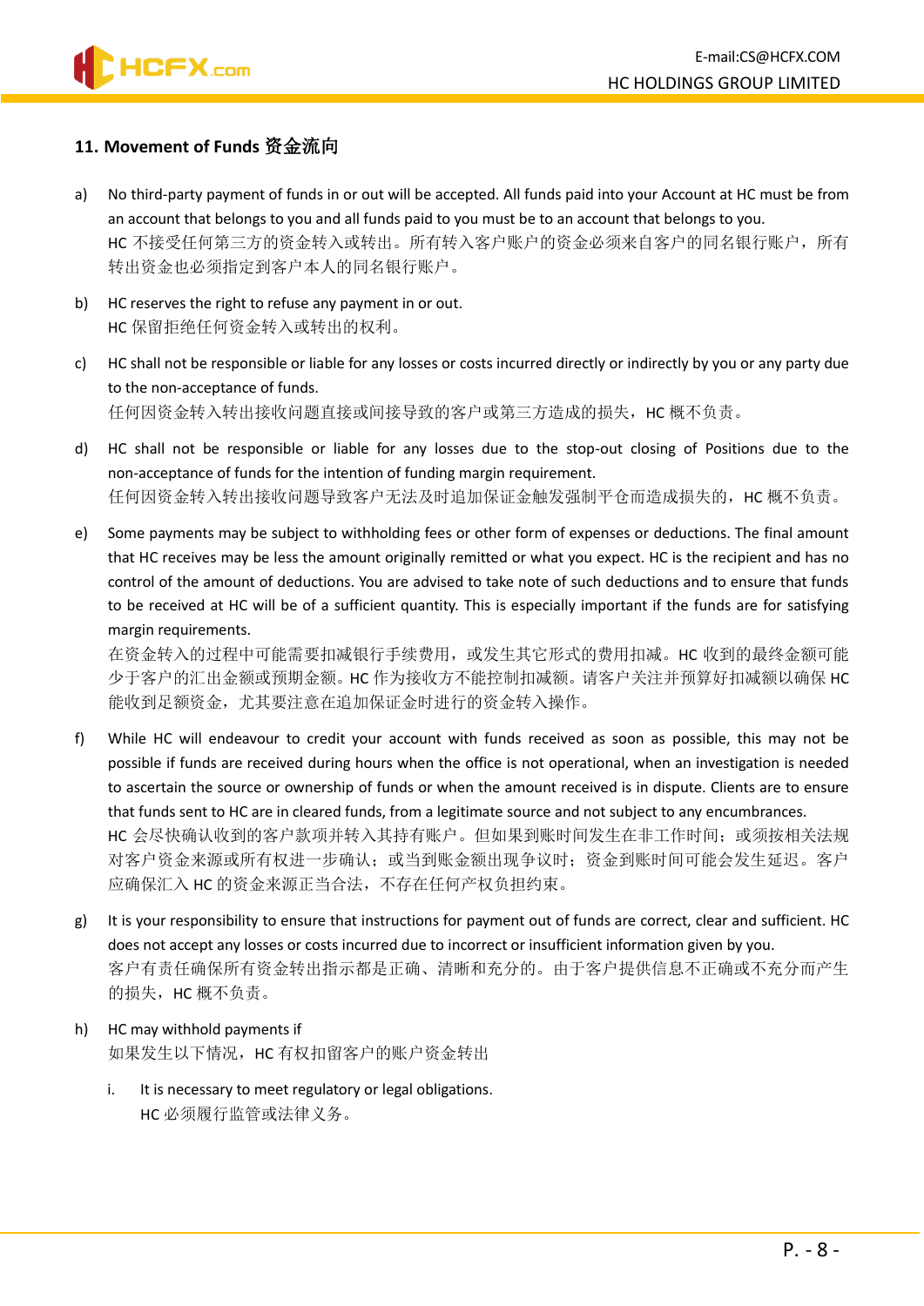## 11. Movement of Funds 资金流向

a) No third-party payment of funds in or out will be accepted. All funds paid into your Account at HC must be from an account that belongs to you and all funds paid to you must be to an account that belongs to you.
HC 不接受任何第三方的资金转入或转出。所有转入客户账户的资金必须来自客户的同名银行账户，所有转出资金也必须指定到客户本人的同名银行账户。

b) HC reserves the right to refuse any payment in or out.
HC 保留拒绝任何资金转入或转出的权利。

c) HC shall not be responsible or liable for any losses or costs incurred directly or indirectly by you or any party due to the non-acceptance of funds.
任何因资金转入转出接收问题直接或间接导致的客户或第三方造成的损失，HC 概不负责。

d) HC shall not be responsible or liable for any losses due to the stop-out closing of Positions due to the non-acceptance of funds for the intention of funding margin requirement.
任何因资金转入转出接收问题导致客户无法及时追加保证金触发强制平仓而造成损失的，HC 概不负责。

e) Some payments may be subject to withholding fees or other form of expenses or deductions. The final amount that HC receives may be less the amount originally remitted or what you expect. HC is the recipient and has no control of the amount of deductions. You are advised to take note of such deductions and to ensure that funds to be received at HC will be of a sufficient quantity. This is especially important if the funds are for satisfying margin requirements.
在资金转入的过程中可能需要扣减银行手续费用，或发生其它形式的费用扣减。HC 收到的最终金额可能少于客户的汇出金额或预期金额。HC 作为接收方不能控制扣减额。请客户关注并预算好扣减额以确保 HC 能收到足额资金，尤其要注意在追加保证金时进行的资金转入操作。

f) While HC will endeavour to credit your account with funds received as soon as possible, this may not be possible if funds are received during hours when the office is not operational, when an investigation is needed to ascertain the source or ownership of funds or when the amount received is in dispute. Clients are to ensure that funds sent to HC are in cleared funds, from a legitimate source and not subject to any encumbrances.
HC 会尽快确认收到的客户款项并转入其持有账户。但如果到账时间发生在非工作时间；或须按相关法规对客户资金来源或所有权进一步确认；或当到账金额出现争议时；资金到账时间可能会发生延迟。客户应确保汇入 HC 的资金来源正当合法，不存在任何产权负担约束。

g) It is your responsibility to ensure that instructions for payment out of funds are correct, clear and sufficient. HC does not accept any losses or costs incurred due to incorrect or insufficient information given by you.
客户有责任确保所有资金转出指示都是正确、清晰和充分的。由于客户提供信息不正确或不充分而产生的损失，HC 概不负责。

h) HC may withhold payments if
如果发生以下情况，HC 有权扣留客户的账户资金转出

   i. It is necessary to meet regulatory or legal obligations.
   HC 必须履行监管或法律义务。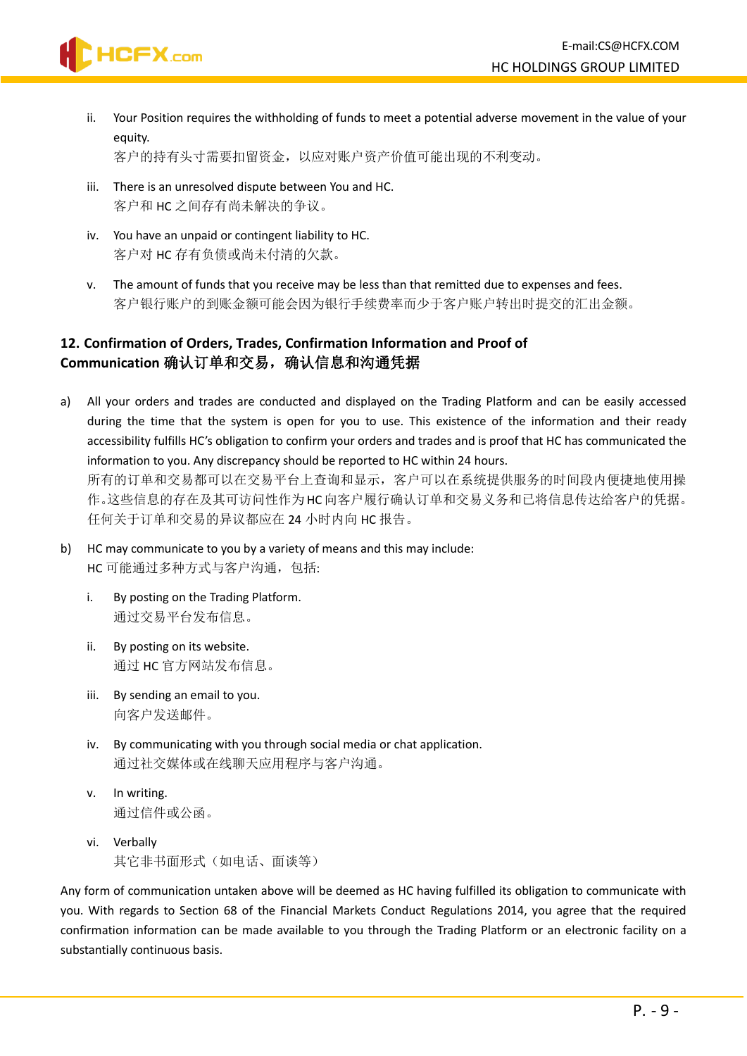ii. Your Position requires the withholding of funds to meet a potential adverse movement in the value of your equity.
客户的持有头寸需要扣留资金，以应对账户资产价值可能出现的不利变动。

iii. There is an unresolved dispute between You and HC.
客户和 HC 之间存有尚未解决的争议。

iv. You have an unpaid or contingent liability to HC.
客户对 HC 存有负债或尚未付清的欠款。

v. The amount of funds that you receive may be less than that remitted due to expenses and fees.
客户银行账户的到账金额可能会因为银行手续费率而少于客户账户转出时提交的汇出金额。

## 12. Confirmation of Orders, Trades, Confirmation Information and Proof of Communication 确认订单和交易，确认信息和沟通凭据

a) All your orders and trades are conducted and displayed on the Trading Platform and can be easily accessed during the time that the system is open for you to use. This existence of the information and their ready accessibility fulfills HC's obligation to confirm your orders and trades and is proof that HC has communicated the information to you. Any discrepancy should be reported to HC within 24 hours.
所有的订单和交易都可以在交易平台上查询和显示，客户可以在系统提供服务的时间段内便捷地使用操作。这些信息的存在及其可访问性作为 HC 向客户履行确认订单和交易义务和已将信息传达给客户的凭据。任何关于订单和交易的异议都应在 24 小时内向 HC 报告。

b) HC may communicate to you by a variety of means and this may include:
HC 可能通过多种方式与客户沟通，包括:

i. By posting on the Trading Platform.
通过交易平台发布信息。

ii. By posting on its website.
通过 HC 官方网站发布信息。

iii. By sending an email to you.
向客户发送邮件。

iv. By communicating with you through social media or chat application.
通过社交媒体或在线聊天应用程序与客户沟通。

v. In writing.
通过信件或公函。

vi. Verbally
其它非书面形式（如电话、面谈等）

Any form of communication untaken above will be deemed as HC having fulfilled its obligation to communicate with you. With regards to Section 68 of the Financial Markets Conduct Regulations 2014, you agree that the required confirmation information can be made available to you through the Trading Platform or an electronic facility on a substantially continuous basis.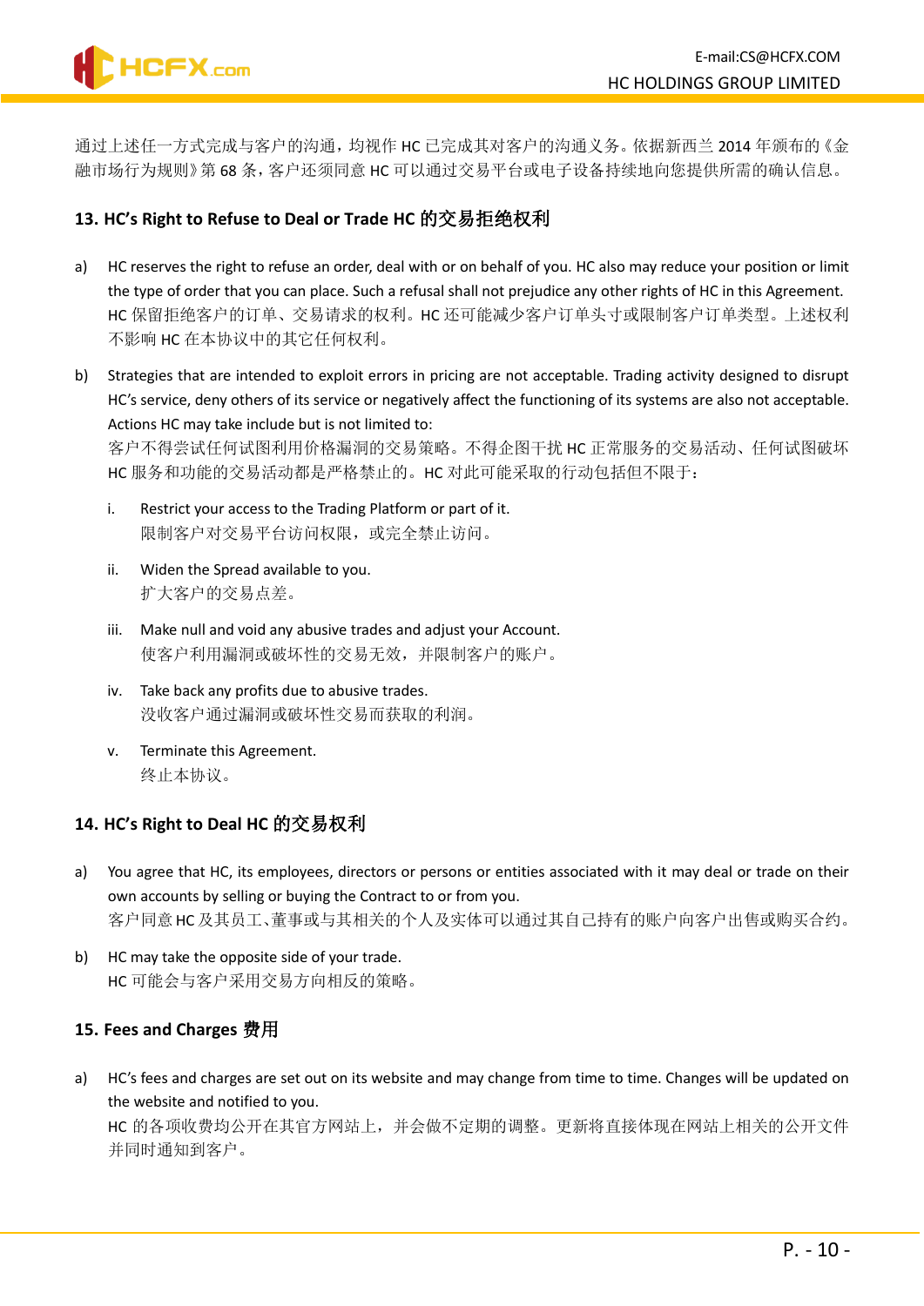通过上述任一方式完成与客户的沟通，均视作 HC 已完成其对客户的沟通义务。依据新西兰 2014 年颁布的《金融市场行为规则》第 68 条，客户还须同意 HC 可以通过交易平台或电子设备持续地向您提供所需的确认信息。

### 13. HC's Right to Refuse to Deal or Trade HC 的交易拒绝权利

a) HC reserves the right to refuse an order, deal with or on behalf of you. HC also may reduce your position or limit the type of order that you can place. Such a refusal shall not prejudice any other rights of HC in this Agreement.
HC 保留拒绝客户的订单、交易请求的权利。HC 还可能减少客户订单头寸或限制客户订单类型。上述权利不影响 HC 在本协议中的其它任何权利。

b) Strategies that are intended to exploit errors in pricing are not acceptable. Trading activity designed to disrupt HC's service, deny others of its service or negatively affect the functioning of its systems are also not acceptable. Actions HC may take include but is not limited to:
客户不得尝试任何试图利用价格漏洞的交易策略。不得企图干扰 HC 正常服务的交易活动、任何试图破坏 HC 服务和功能的交易活动都是严格禁止的。HC 对此可能采取的行动包括但不限于：

   i. Restrict your access to the Trading Platform or part of it.
   限制客户对交易平台访问权限，或完全禁止访问。

   ii. Widen the Spread available to you.
   扩大客户的交易点差。

   iii. Make null and void any abusive trades and adjust your Account.
   使客户利用漏洞或破坏性的交易无效，并限制客户的账户。

   iv. Take back any profits due to abusive trades.
   没收客户通过漏洞或破坏性交易而获取的利润。

   v. Terminate this Agreement.
   终止本协议。

### 14. HC's Right to Deal HC 的交易权利

a) You agree that HC, its employees, directors or persons or entities associated with it may deal or trade on their own accounts by selling or buying the Contract to or from you.
客户同意 HC 及其员工、董事或与其相关的个人及实体可以通过其自己持有的账户向客户出售或购买合约。

b) HC may take the opposite side of your trade.
HC 可能会与客户采用交易方向相反的策略。

### 15. Fees and Charges 费用

a) HC's fees and charges are set out on its website and may change from time to time. Changes will be updated on the website and notified to you.
HC 的各项收费均公开在其官方网站上，并会做不定期的调整。更新将直接体现在网站上相关的公开文件并同时通知到客户。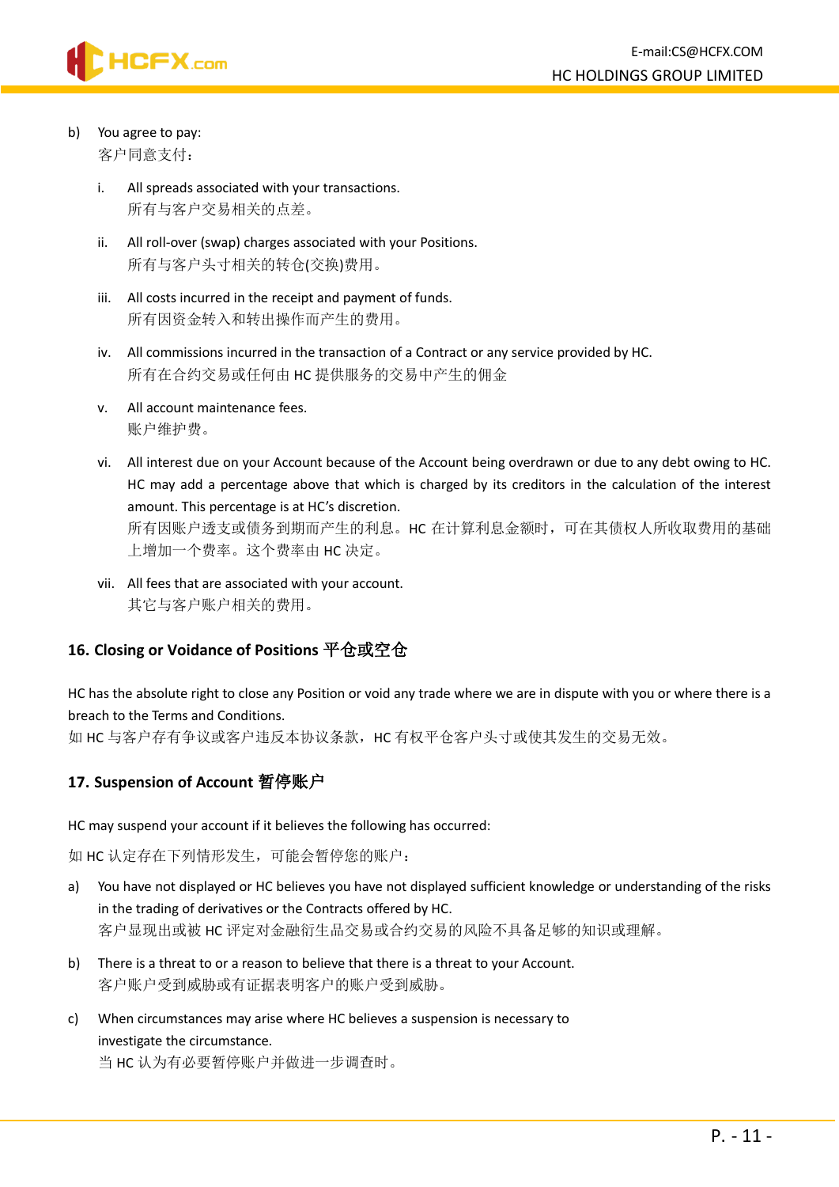b) You agree to pay:
客户同意支付：

i. All spreads associated with your transactions.
所有与客户交易相关的点差。

ii. All roll-over (swap) charges associated with your Positions.
所有与客户头寸相关的转仓(交换)费用。

iii. All costs incurred in the receipt and payment of funds.
所有因资金转入和转出操作而产生的费用。

iv. All commissions incurred in the transaction of a Contract or any service provided by HC.
所有在合约交易或任何由 HC 提供服务的交易中产生的佣金

v. All account maintenance fees.
账户维护费。

vi. All interest due on your Account because of the Account being overdrawn or due to any debt owing to HC. HC may add a percentage above that which is charged by its creditors in the calculation of the interest amount. This percentage is at HC's discretion.
所有因账户透支或债务到期而产生的利息。HC 在计算利息金额时，可在其债权人所收取费用的基础上增加一个费率。这个费率由 HC 决定。

vii. All fees that are associated with your account.
其它与客户账户相关的费用。

## 16. Closing or Voidance of Positions 平仓或空仓

HC has the absolute right to close any Position or void any trade where we are in dispute with you or where there is a breach to the Terms and Conditions.
如 HC 与客户存有争议或客户违反本协议条款，HC 有权平仓客户头寸或使其发生的交易无效。

## 17. Suspension of Account 暂停账户

HC may suspend your account if it believes the following has occurred:

如 HC 认定存在下列情形发生，可能会暂停您的账户：

a) You have not displayed or HC believes you have not displayed sufficient knowledge or understanding of the risks in the trading of derivatives or the Contracts offered by HC.
客户显现出或被 HC 评定对金融衍生品交易或合约交易的风险不具备足够的知识或理解。

b) There is a threat to or a reason to believe that there is a threat to your Account.
客户账户受到威胁或有证据表明客户的账户受到威胁。

c) When circumstances may arise where HC believes a suspension is necessary to investigate the circumstance.
当 HC 认为有必要暂停账户并做进一步调查时。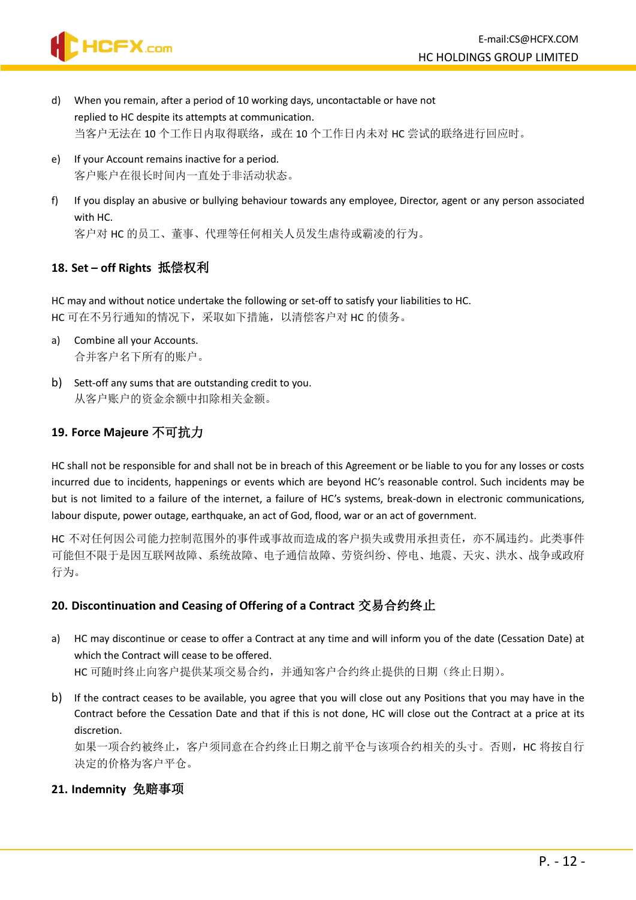d) When you remain, after a period of 10 working days, uncontactable or have not replied to HC despite its attempts at communication.
当客户无法在 10 个工作日内取得联络，或在 10 个工作日内未对 HC 尝试的联络进行回应时。

e) If your Account remains inactive for a period.
客户账户在很长时间内一直处于非活动状态。

f) If you display an abusive or bullying behaviour towards any employee, Director, agent or any person associated with HC.
客户对 HC 的员工、董事、代理等任何相关人员发生虐待或霸凌的行为。

## 18. Set – off Rights 抵偿权利

HC may and without notice undertake the following or set-off to satisfy your liabilities to HC.
HC 可在不另行通知的情况下，采取如下措施，以清偿客户对 HC 的债务。

a) Combine all your Accounts.
合并客户名下所有的账户。

b) Sett-off any sums that are outstanding credit to you.
从客户账户的资金余额中扣除相关金额。

## 19. Force Majeure 不可抗力

HC shall not be responsible for and shall not be in breach of this Agreement or be liable to you for any losses or costs incurred due to incidents, happenings or events which are beyond HC's reasonable control. Such incidents may be but is not limited to a failure of the internet, a failure of HC's systems, break-down in electronic communications, labour dispute, power outage, earthquake, an act of God, flood, war or an act of government.

HC 不对任何因公司能力控制范围外的事件或事故而造成的客户损失或费用承担责任，亦不属违约。此类事件可能但不限于是因互联网故障、系统故障、电子通信故障、劳资纠纷、停电、地震、天灾、洪水、战争或政府行为。

## 20. Discontinuation and Ceasing of Offering of a Contract 交易合约终止

a) HC may discontinue or cease to offer a Contract at any time and will inform you of the date (Cessation Date) at which the Contract will cease to be offered.
HC 可随时终止向客户提供某项交易合约，并通知客户合约终止提供的日期（终止日期）。

b) If the contract ceases to be available, you agree that you will close out any Positions that you may have in the Contract before the Cessation Date and that if this is not done, HC will close out the Contract at a price at its discretion.
如果一项合约被终止，客户须同意在合约终止日期之前平仓与该项合约相关的头寸。否则，HC 将按自行决定的价格为客户平仓。

## 21. Indemnity 免赔事项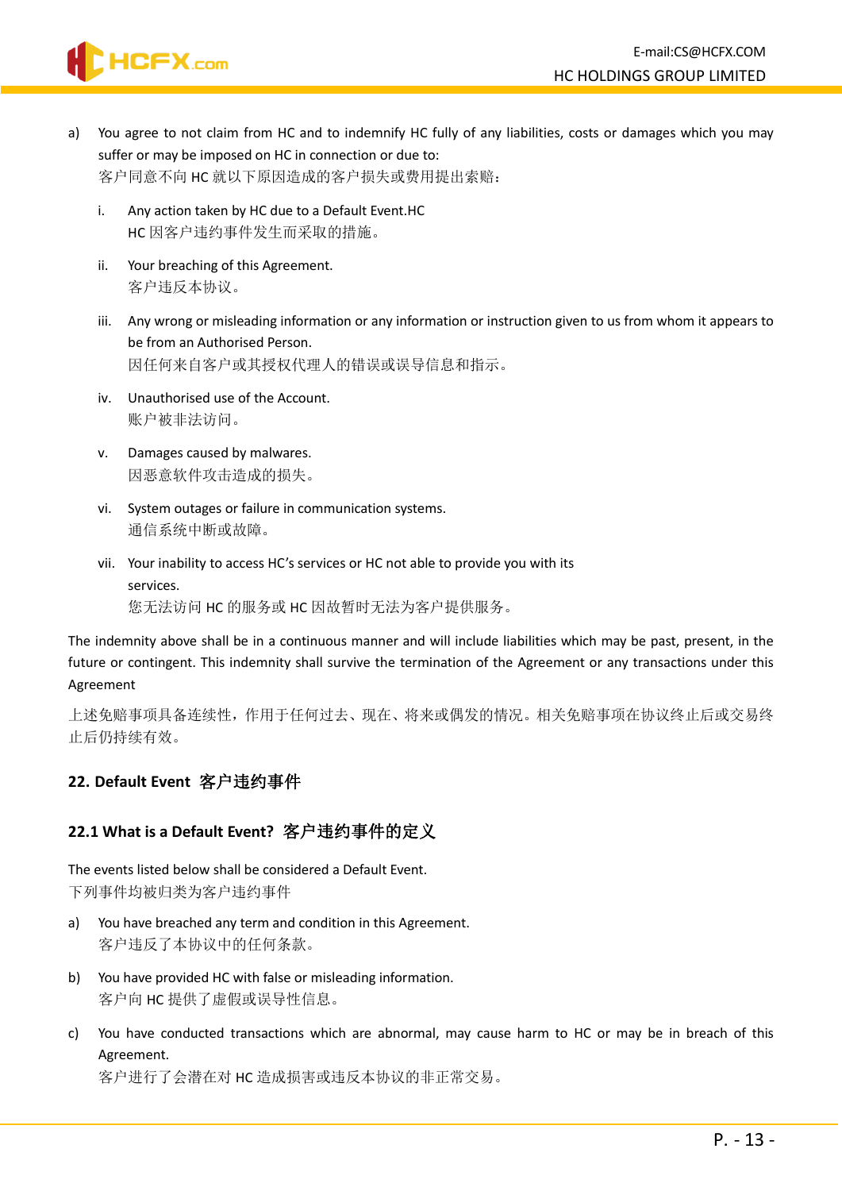a) You agree to not claim from HC and to indemnify HC fully of any liabilities, costs or damages which you may suffer or may be imposed on HC in connection or due to:
客户同意不向 HC 就以下原因造成的客户损失或费用提出索赔：

   i. Any action taken by HC due to a Default Event.HC
   HC 因客户违约事件发生而采取的措施。

   ii. Your breaching of this Agreement.
   客户违反本协议。

   iii. Any wrong or misleading information or any information or instruction given to us from whom it appears to be from an Authorised Person.
   因任何来自客户或其授权代理人的错误或误导信息和指示。

   iv. Unauthorised use of the Account.
   账户被非法访问。

   v. Damages caused by malwares.
   因恶意软件攻击造成的损失。

   vi. System outages or failure in communication systems.
   通信系统中断或故障。

   vii. Your inability to access HC's services or HC not able to provide you with its services.
   您无法访问 HC 的服务或 HC 因故暂时无法为客户提供服务。

The indemnity above shall be in a continuous manner and will include liabilities which may be past, present, in the future or contingent. This indemnity shall survive the termination of the Agreement or any transactions under this Agreement

上述免赔事项具备连续性，作用于任何过去、现在、将来或偶发的情况。相关免赔事项在协议终止后或交易终止后仍持续有效。

## 22. Default Event 客户违约事件

### 22.1 What is a Default Event? 客户违约事件的定义

The events listed below shall be considered a Default Event.
下列事件均被归类为客户违约事件

a) You have breached any term and condition in this Agreement.
客户违反了本协议中的任何条款。

b) You have provided HC with false or misleading information.
客户向 HC 提供了虚假或误导性信息。

c) You have conducted transactions which are abnormal, may cause harm to HC or may be in breach of this Agreement.
客户进行了会潜在对 HC 造成损害或违反本协议的非正常交易。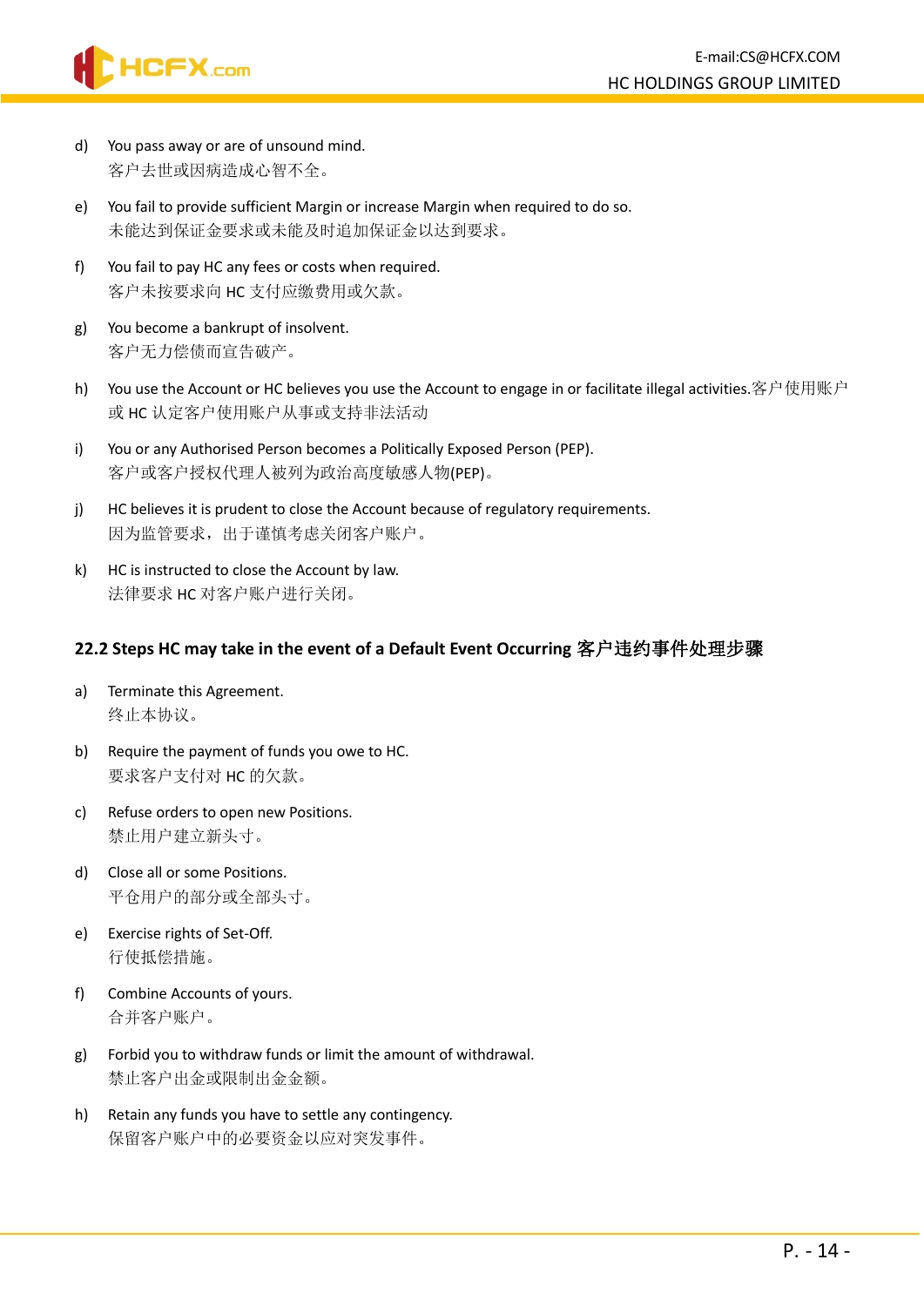d) You pass away or are of unsound mind.
客户去世或因病造成心智不全。

e) You fail to provide sufficient Margin or increase Margin when required to do so.
未能达到保证金要求或未能及时追加保证金以达到要求。

f) You fail to pay HC any fees or costs when required.
客户未按要求向 HC 支付应缴费用或欠款。

g) You become a bankrupt of insolvent.
客户无力偿债而宣告破产。

h) You use the Account or HC believes you use the Account to engage in or facilitate illegal activities.客户使用账户或 HC 认定客户使用账户从事或支持非法活动

i) You or any Authorised Person becomes a Politically Exposed Person (PEP).
客户或客户授权代理人被列为政治高度敏感人物(PEP)。

j) HC believes it is prudent to close the Account because of regulatory requirements.
因为监管要求，出于谨慎考虑关闭客户账户。

k) HC is instructed to close the Account by law.
法律要求 HC 对客户账户进行关闭。

## 22.2 Steps HC may take in the event of a Default Event Occurring 客户违约事件处理步骤

a) Terminate this Agreement.
终止本协议。

b) Require the payment of funds you owe to HC.
要求客户支付对 HC 的欠款。

c) Refuse orders to open new Positions.
禁止用户建立新头寸。

d) Close all or some Positions.
平仓用户的部分或全部头寸。

e) Exercise rights of Set-Off.
行使抵偿措施。

f) Combine Accounts of yours.
合并客户账户。

g) Forbid you to withdraw funds or limit the amount of withdrawal.
禁止客户出金或限制出金金额。

h) Retain any funds you have to settle any contingency.
保留客户账户中的必要资金以应对突发事件。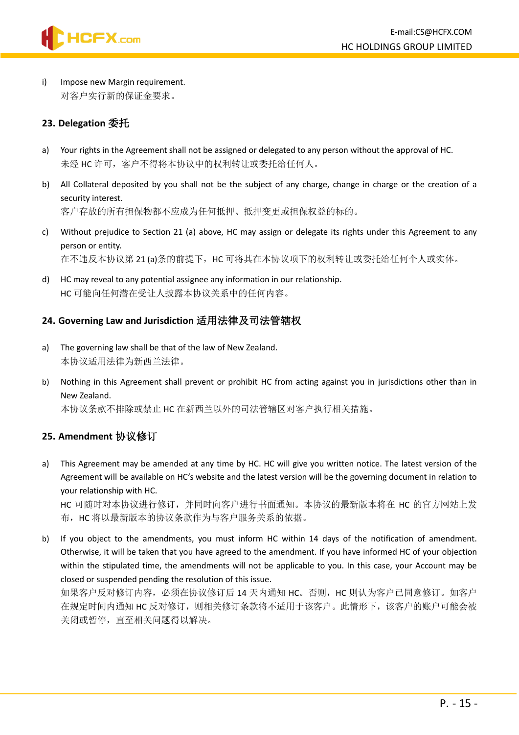i) Impose new Margin requirement.
对客户实行新的保证金要求。

## 23. Delegation 委托

a) Your rights in the Agreement shall not be assigned or delegated to any person without the approval of HC.
未经 HC 许可，客户不得将本协议中的权利转让或委托给任何人。

b) All Collateral deposited by you shall not be the subject of any charge, change in charge or the creation of a security interest.
客户存放的所有担保物都不应成为任何抵押、抵押变更或担保权益的标的。

c) Without prejudice to Section 21 (a) above, HC may assign or delegate its rights under this Agreement to any person or entity.
在不违反本协议第 21 (a)条的前提下，HC 可将其在本协议项下的权利转让或委托给任何个人或实体。

d) HC may reveal to any potential assignee any information in our relationship.
HC 可能向任何潜在受让人披露本协议关系中的任何内容。

## 24. Governing Law and Jurisdiction 适用法律及司法管辖权

a) The governing law shall be that of the law of New Zealand.
本协议适用法律为新西兰法律。

b) Nothing in this Agreement shall prevent or prohibit HC from acting against you in jurisdictions other than in New Zealand.
本协议条款不排除或禁止 HC 在新西兰以外的司法管辖区对客户执行相关措施。

## 25. Amendment 协议修订

a) This Agreement may be amended at any time by HC. HC will give you written notice. The latest version of the Agreement will be available on HC's website and the latest version will be the governing document in relation to your relationship with HC.
HC 可随时对本协议进行修订，并同时向客户进行书面通知。本协议的最新版本将在 HC 的官方网站上发布，HC 将以最新版本的协议条款作为与客户服务关系的依据。

b) If you object to the amendments, you must inform HC within 14 days of the notification of amendment. Otherwise, it will be taken that you have agreed to the amendment. If you have informed HC of your objection within the stipulated time, the amendments will not be applicable to you. In this case, your Account may be closed or suspended pending the resolution of this issue.
如果客户反对修订内容，必须在协议修订后 14 天内通知 HC。否则，HC 则认为客户已同意修订。如客户在规定时间内通知 HC 反对修订，则相关修订条款将不适用于该客户。此情形下，该客户的账户可能会被关闭或暂停，直至相关问题得以解决。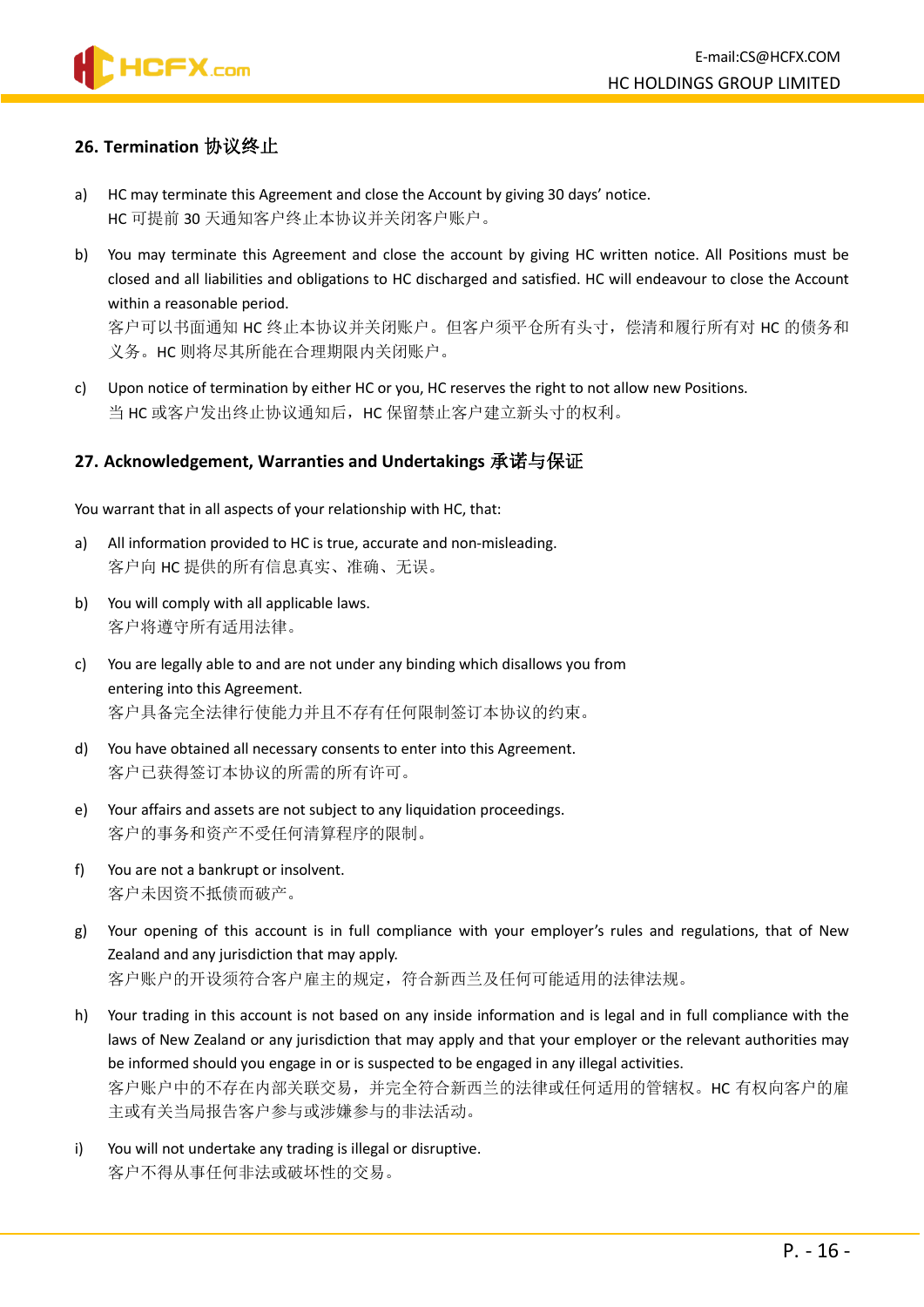## 26. Termination 协议终止

a) HC may terminate this Agreement and close the Account by giving 30 days' notice.
HC 可提前 30 天通知客户终止本协议并关闭客户账户。

b) You may terminate this Agreement and close the account by giving HC written notice. All Positions must be closed and all liabilities and obligations to HC discharged and satisfied. HC will endeavour to close the Account within a reasonable period.
客户可以书面通知 HC 终止本协议并关闭账户。但客户须平仓所有头寸，偿清和履行所有对 HC 的债务和义务。HC 则将尽其所能在合理期限内关闭账户。

c) Upon notice of termination by either HC or you, HC reserves the right to not allow new Positions.
当 HC 或客户发出终止协议通知后，HC 保留禁止客户建立新头寸的权利。

## 27. Acknowledgement, Warranties and Undertakings 承诺与保证

You warrant that in all aspects of your relationship with HC, that:

a) All information provided to HC is true, accurate and non-misleading.
客户向 HC 提供的所有信息真实、准确、无误。

b) You will comply with all applicable laws.
客户将遵守所有适用法律。

c) You are legally able to and are not under any binding which disallows you from entering into this Agreement.
客户具备完全法律行使能力并且不存有任何限制签订本协议的约束。

d) You have obtained all necessary consents to enter into this Agreement.
客户已获得签订本协议的所需的所有许可。

e) Your affairs and assets are not subject to any liquidation proceedings.
客户的事务和资产不受任何清算程序的限制。

f) You are not a bankrupt or insolvent.
客户未因资不抵债而破产。

g) Your opening of this account is in full compliance with your employer's rules and regulations, that of New Zealand and any jurisdiction that may apply.
客户账户的开设须符合客户雇主的规定，符合新西兰及任何可能适用的法律法规。

h) Your trading in this account is not based on any inside information and is legal and in full compliance with the laws of New Zealand or any jurisdiction that may apply and that your employer or the relevant authorities may be informed should you engage in or is suspected to be engaged in any illegal activities.
客户账户中的不存在内部关联交易，并完全符合新西兰的法律或任何适用的管辖权。HC 有权向客户的雇主或有关当局报告客户参与或涉嫌参与的非法活动。

i) You will not undertake any trading is illegal or disruptive.
客户不得从事任何非法或破坏性的交易。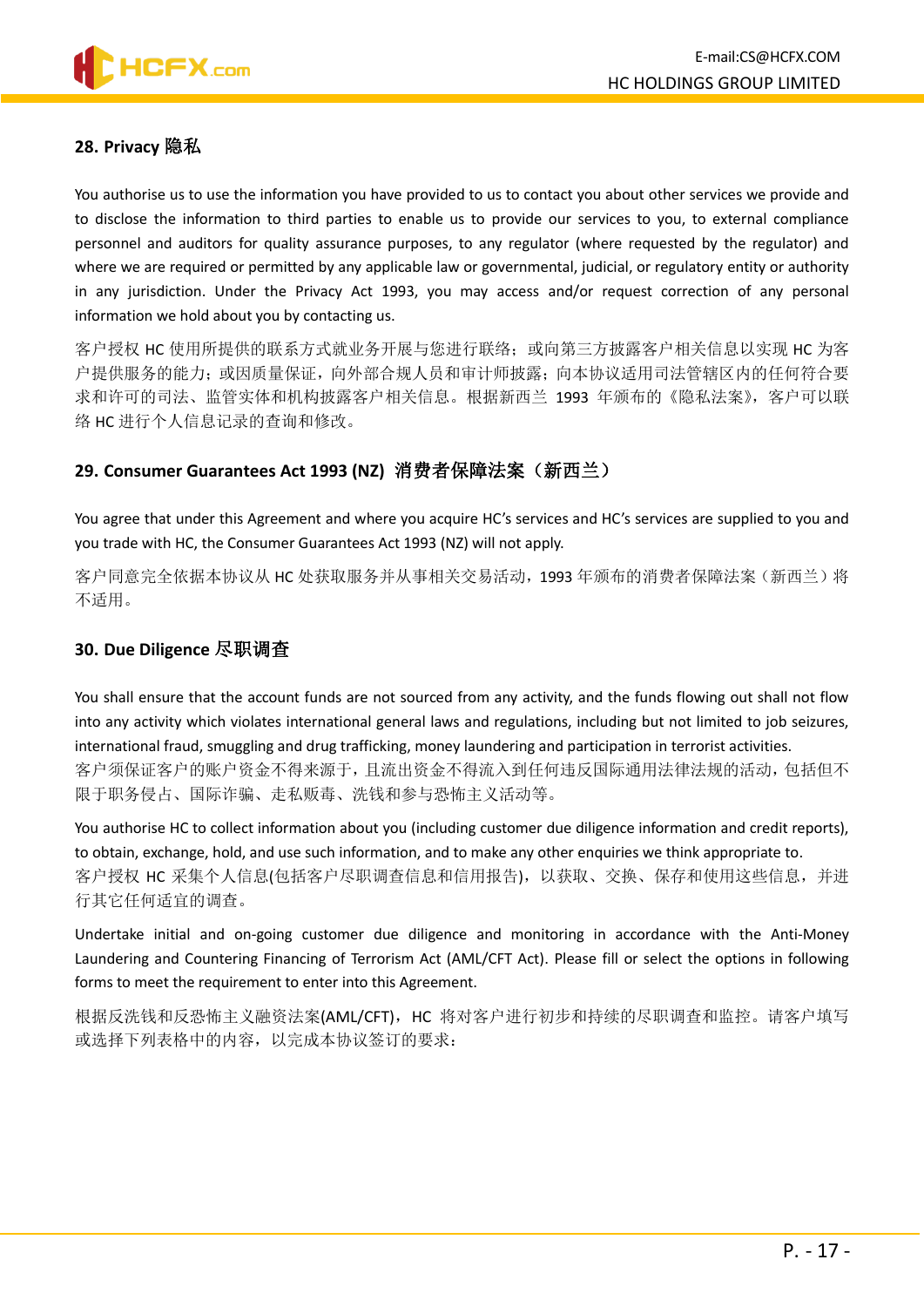## 28. Privacy 隐私

You authorise us to use the information you have provided to us to contact you about other services we provide and to disclose the information to third parties to enable us to provide our services to you, to external compliance personnel and auditors for quality assurance purposes, to any regulator (where requested by the regulator) and where we are required or permitted by any applicable law or governmental, judicial, or regulatory entity or authority in any jurisdiction. Under the Privacy Act 1993, you may access and/or request correction of any personal information we hold about you by contacting us.

客户授权 HC 使用所提供的联系方式就业务开展与您进行联络；或向第三方披露客户相关信息以实现 HC 为客户提供服务的能力；或因质量保证，向外部合规人员和审计师披露；向本协议适用司法管辖区内的任何符合要求和许可的司法、监管实体和机构披露客户相关信息。根据新西兰 1993 年颁布的《隐私法案》，客户可以联络 HC 进行个人信息记录的查询和修改。

## 29. Consumer Guarantees Act 1993 (NZ) 消费者保障法案（新西兰）

You agree that under this Agreement and where you acquire HC's services and HC's services are supplied to you and you trade with HC, the Consumer Guarantees Act 1993 (NZ) will not apply.

客户同意完全依据本协议从 HC 处获取服务并从事相关交易活动，1993 年颁布的消费者保障法案（新西兰）将不适用。

## 30. Due Diligence 尽职调查

You shall ensure that the account funds are not sourced from any activity, and the funds flowing out shall not flow into any activity which violates international general laws and regulations, including but not limited to job seizures, international fraud, smuggling and drug trafficking, money laundering and participation in terrorist activities.
客户须保证客户的账户资金不得来源于，且流出资金不得流入到任何违反国际通用法律法规的活动，包括但不限于职务侵占、国际诈骗、走私贩毒、洗钱和参与恐怖主义活动等。

You authorise HC to collect information about you (including customer due diligence information and credit reports), to obtain, exchange, hold, and use such information, and to make any other enquiries we think appropriate to.
客户授权 HC 采集个人信息(包括客户尽职调查信息和信用报告)，以获取、交换、保存和使用这些信息，并进行其它任何适宜的调查。

Undertake initial and on-going customer due diligence and monitoring in accordance with the Anti-Money Laundering and Countering Financing of Terrorism Act (AML/CFT Act). Please fill or select the options in following forms to meet the requirement to enter into this Agreement.

根据反洗钱和反恐怖主义融资法案(AML/CFT)，HC 将对客户进行初步和持续的尽职调查和监控。请客户填写或选择下列表格中的内容，以完成本协议签订的要求：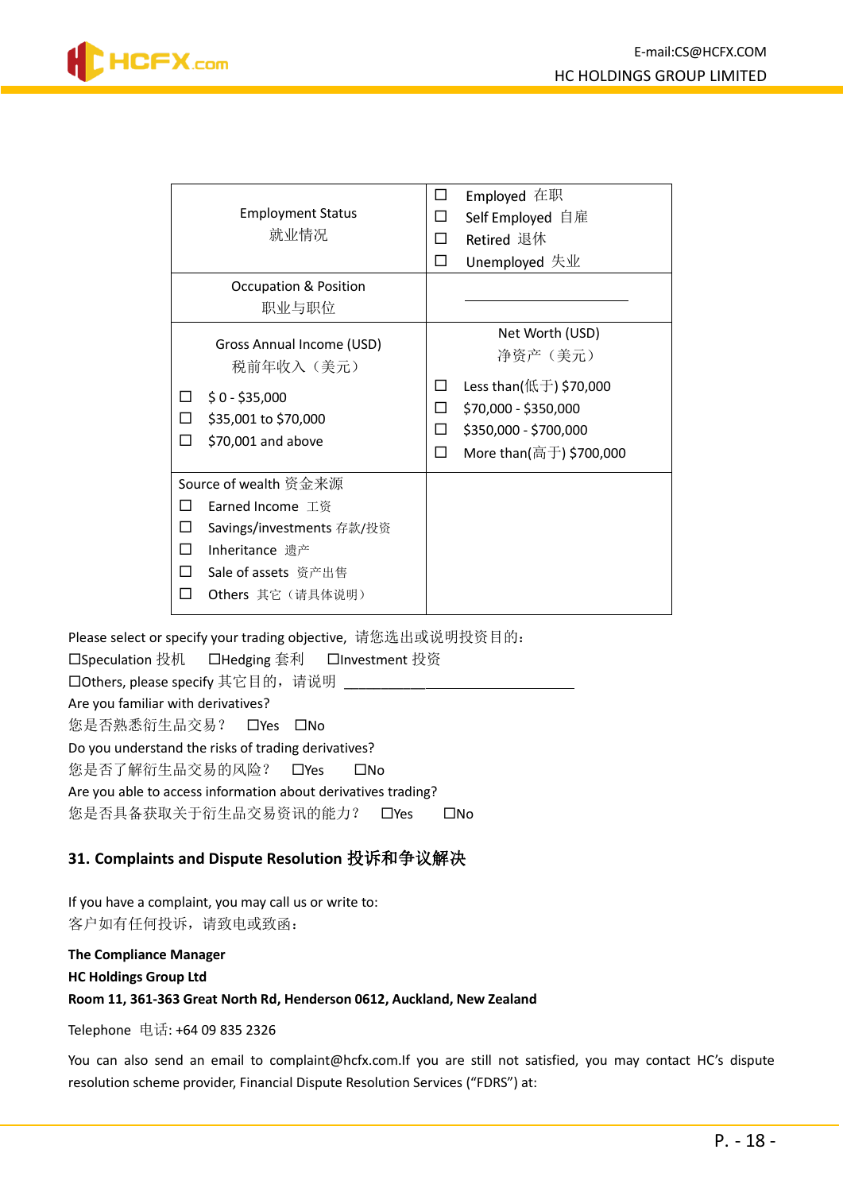| Employment Status<br>就业情况 | ☐ Employed 在职<br>☐ Self Employed 自雇<br>☐ Retired 退休<br>☐ Unemployed 失业 |
|---|---|
| Occupation & Position<br>职业与职位 | ____________________ |
| Gross Annual Income (USD)<br>税前年收入（美元）<br><br>☐ $ 0 - $35,000<br>☐ $35,001 to $70,000<br>☐ $70,001 and above | Net Worth (USD)<br>净资产（美元）<br><br>☐ Less than(低于) $70,000<br>☐ $70,000 - $350,000<br>☐ $350,000 - $700,000<br>☐ More than(高于) $700,000 |
| Source of wealth 资金来源<br>☐ Earned Income 工资<br>☐ Savings/investments 存款/投资<br>☐ Inheritance 遗产<br>☐ Sale of assets 资产出售<br>☐ Others 其它（请具体说明） | |

Please select or specify your trading objective, 请您选出或说明投资目的：

☐Speculation 投机　☐Hedging 套利　☐Investment 投资

☐Others, please specify 其它目的，请说明 ______________________________

Are you familiar with derivatives?

您是否熟悉衍生品交易？　☐Yes　☐No

Do you understand the risks of trading derivatives?

您是否了解衍生品交易的风险？　☐Yes　☐No

Are you able to access information about derivatives trading?

您是否具备获取关于衍生品交易资讯的能力？　☐Yes　☐No

## 31. Complaints and Dispute Resolution 投诉和争议解决

If you have a complaint, you may call us or write to:

客户如有任何投诉，请致电或致函：

**The Compliance Manager**

**HC Holdings Group Ltd**

**Room 11, 361-363 Great North Rd, Henderson 0612, Auckland, New Zealand**

Telephone 电话: +64 09 835 2326

You can also send an email to complaint@hcfx.com.If you are still not satisfied, you may contact HC's dispute resolution scheme provider, Financial Dispute Resolution Services ("FDRS") at: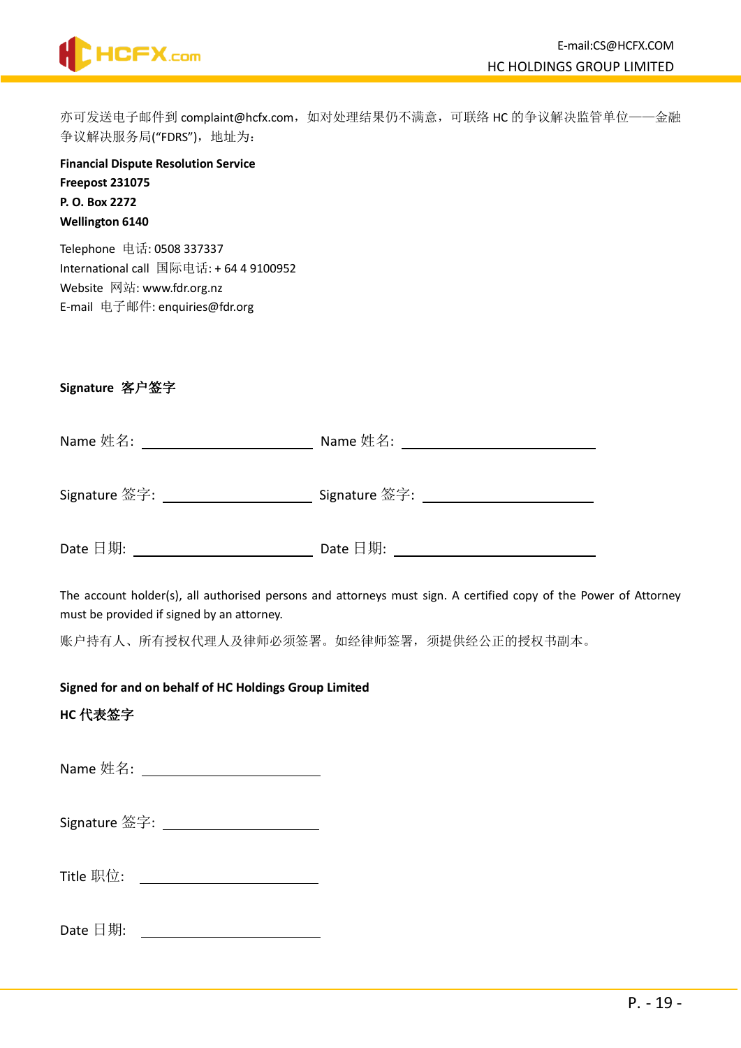亦可发送电子邮件到 complaint@hcfx.com，如对处理结果仍不满意，可联络 HC 的争议解决监管单位——金融争议解决服务局("FDRS")，地址为：

**Financial Dispute Resolution Service**
**Freepost 231075**
**P. O. Box 2272**
**Wellington 6140**

Telephone 电话: 0508 337337
International call 国际电话: + 64 4 9100952
Website 网站: www.fdr.org.nz
E-mail 电子邮件: enquiries@fdr.org

**Signature 客户签字**

Name 姓名: ____________________ Name 姓名: ____________________

Signature 签字: ____________________ Signature 签字: ____________________

Date 日期: ____________________ Date 日期: ____________________

The account holder(s), all authorised persons and attorneys must sign. A certified copy of the Power of Attorney must be provided if signed by an attorney.

账户持有人、所有授权代理人及律师必须签署。如经律师签署，须提供经公正的授权书副本。

**Signed for and on behalf of HC Holdings Group Limited**

**HC 代表签字**

Name 姓名: ____________________

Signature 签字: ____________________

Title 职位: ____________________

Date 日期: ____________________